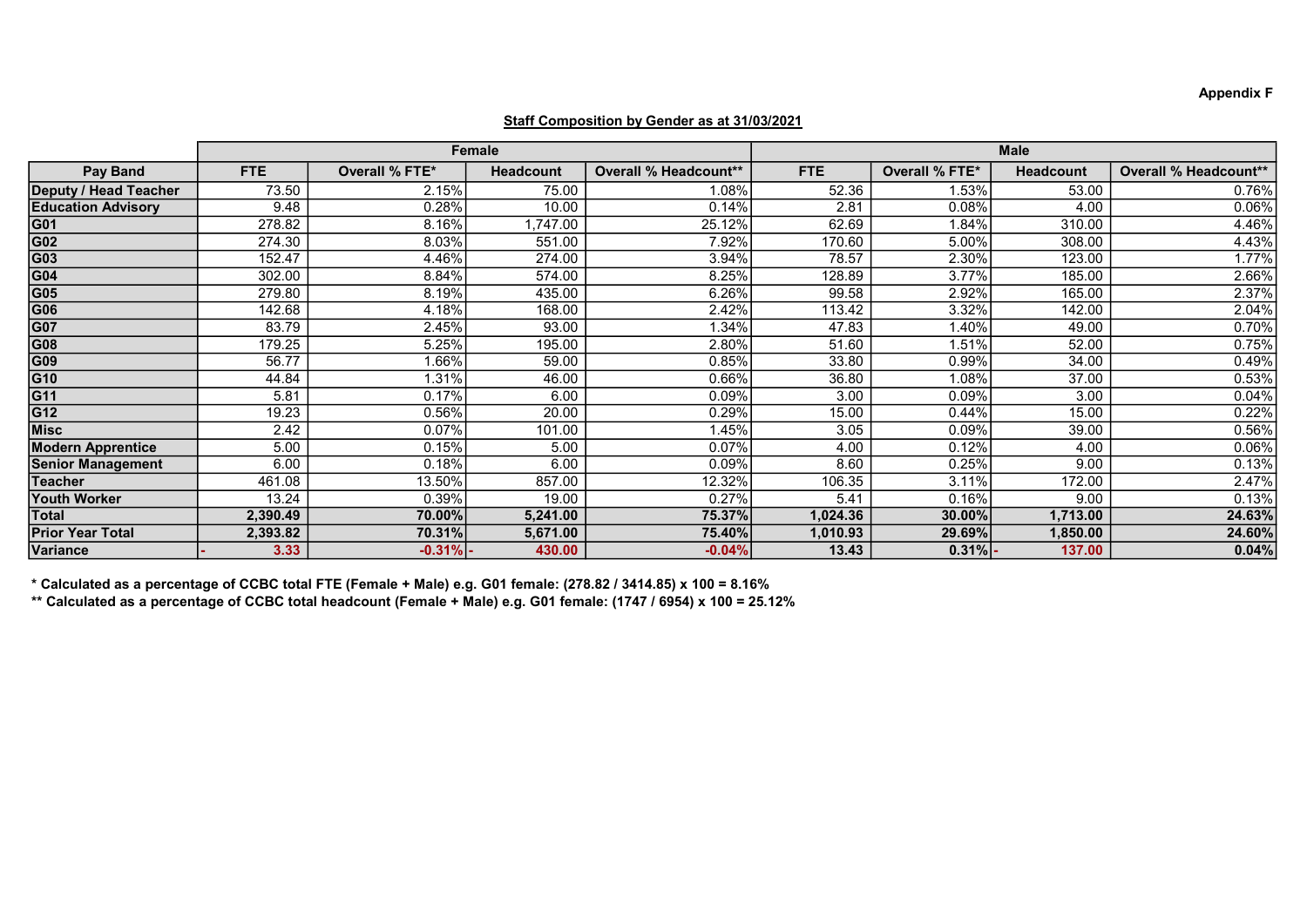Appendix F

**Staff Composition by Gender as at 31/03/2021**

| | Female | | | | Male | | | |
|---|---|---|---|---|---|---|---|---|
| **Pay Band** | **FTE** | **Overall % FTE*** | **Headcount** | **Overall % Headcount**** | **FTE** | **Overall % FTE*** | **Headcount** | **Overall % Headcount**** |
| **Deputy / Head Teacher** | 73.50 | 2.15% | 75.00 | 1.08% | 52.36 | 1.53% | 53.00 | 0.76% |
| **Education Advisory** | 9.48 | 0.28% | 10.00 | 0.14% | 2.81 | 0.08% | 4.00 | 0.06% |
| **G01** | 278.82 | 8.16% | 1,747.00 | 25.12% | 62.69 | 1.84% | 310.00 | 4.46% |
| **G02** | 274.30 | 8.03% | 551.00 | 7.92% | 170.60 | 5.00% | 308.00 | 4.43% |
| **G03** | 152.47 | 4.46% | 274.00 | 3.94% | 78.57 | 2.30% | 123.00 | 1.77% |
| **G04** | 302.00 | 8.84% | 574.00 | 8.25% | 128.89 | 3.77% | 185.00 | 2.66% |
| **G05** | 279.80 | 8.19% | 435.00 | 6.26% | 99.58 | 2.92% | 165.00 | 2.37% |
| **G06** | 142.68 | 4.18% | 168.00 | 2.42% | 113.42 | 3.32% | 142.00 | 2.04% |
| **G07** | 83.79 | 2.45% | 93.00 | 1.34% | 47.83 | 1.40% | 49.00 | 0.70% |
| **G08** | 179.25 | 5.25% | 195.00 | 2.80% | 51.60 | 1.51% | 52.00 | 0.75% |
| **G09** | 56.77 | 1.66% | 59.00 | 0.85% | 33.80 | 0.99% | 34.00 | 0.49% |
| **G10** | 44.84 | 1.31% | 46.00 | 0.66% | 36.80 | 1.08% | 37.00 | 0.53% |
| **G11** | 5.81 | 0.17% | 6.00 | 0.09% | 3.00 | 0.09% | 3.00 | 0.04% |
| **G12** | 19.23 | 0.56% | 20.00 | 0.29% | 15.00 | 0.44% | 15.00 | 0.22% |
| **Misc** | 2.42 | 0.07% | 101.00 | 1.45% | 3.05 | 0.09% | 39.00 | 0.56% |
| **Modern Apprentice** | 5.00 | 0.15% | 5.00 | 0.07% | 4.00 | 0.12% | 4.00 | 0.06% |
| **Senior Management** | 6.00 | 0.18% | 6.00 | 0.09% | 8.60 | 0.25% | 9.00 | 0.13% |
| **Teacher** | 461.08 | 13.50% | 857.00 | 12.32% | 106.35 | 3.11% | 172.00 | 2.47% |
| **Youth Worker** | 13.24 | 0.39% | 19.00 | 0.27% | 5.41 | 0.16% | 9.00 | 0.13% |
| **Total** | **2,390.49** | **70.00%** | **5,241.00** | **75.37%** | **1,024.36** | **30.00%** | **1,713.00** | **24.63%** |
| **Prior Year Total** | **2,393.82** | **70.31%** | **5,671.00** | **75.40%** | **1,010.93** | **29.69%** | **1,850.00** | **24.60%** |
| **Variance** | **- 3.33** | **-0.31%** | **- 430.00** | **-0.04%** | **13.43** | **0.31%** | **- 137.00** | **0.04%** |

**\* Calculated as a percentage of CCBC total FTE (Female + Male) e.g. G01 female: (278.82 / 3414.85) x 100 = 8.16%**

**\*\* Calculated as a percentage of CCBC total headcount (Female + Male) e.g. G01 female: (1747 / 6954) x 100 = 25.12%**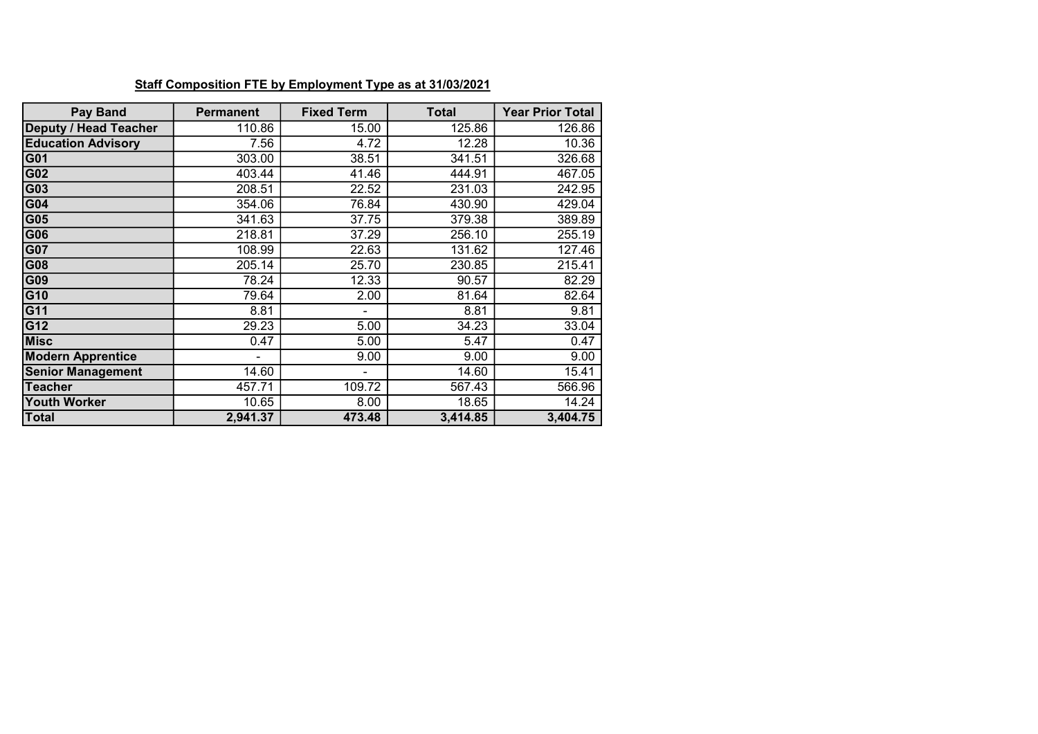**Staff Composition FTE by Employment Type as at 31/03/2021**

| Pay Band | Permanent | Fixed Term | Total | Year Prior Total |
|---|---|---|---|---|
| **Deputy / Head Teacher** | 110.86 | 15.00 | 125.86 | 126.86 |
| **Education Advisory** | 7.56 | 4.72 | 12.28 | 10.36 |
| **G01** | 303.00 | 38.51 | 341.51 | 326.68 |
| **G02** | 403.44 | 41.46 | 444.91 | 467.05 |
| **G03** | 208.51 | 22.52 | 231.03 | 242.95 |
| **G04** | 354.06 | 76.84 | 430.90 | 429.04 |
| **G05** | 341.63 | 37.75 | 379.38 | 389.89 |
| **G06** | 218.81 | 37.29 | 256.10 | 255.19 |
| **G07** | 108.99 | 22.63 | 131.62 | 127.46 |
| **G08** | 205.14 | 25.70 | 230.85 | 215.41 |
| **G09** | 78.24 | 12.33 | 90.57 | 82.29 |
| **G10** | 79.64 | 2.00 | 81.64 | 82.64 |
| **G11** | 8.81 | - | 8.81 | 9.81 |
| **G12** | 29.23 | 5.00 | 34.23 | 33.04 |
| **Misc** | 0.47 | 5.00 | 5.47 | 0.47 |
| **Modern Apprentice** | - | 9.00 | 9.00 | 9.00 |
| **Senior Management** | 14.60 | - | 14.60 | 15.41 |
| **Teacher** | 457.71 | 109.72 | 567.43 | 566.96 |
| **Youth Worker** | 10.65 | 8.00 | 18.65 | 14.24 |
| **Total** | **2,941.37** | **473.48** | **3,414.85** | **3,404.75** |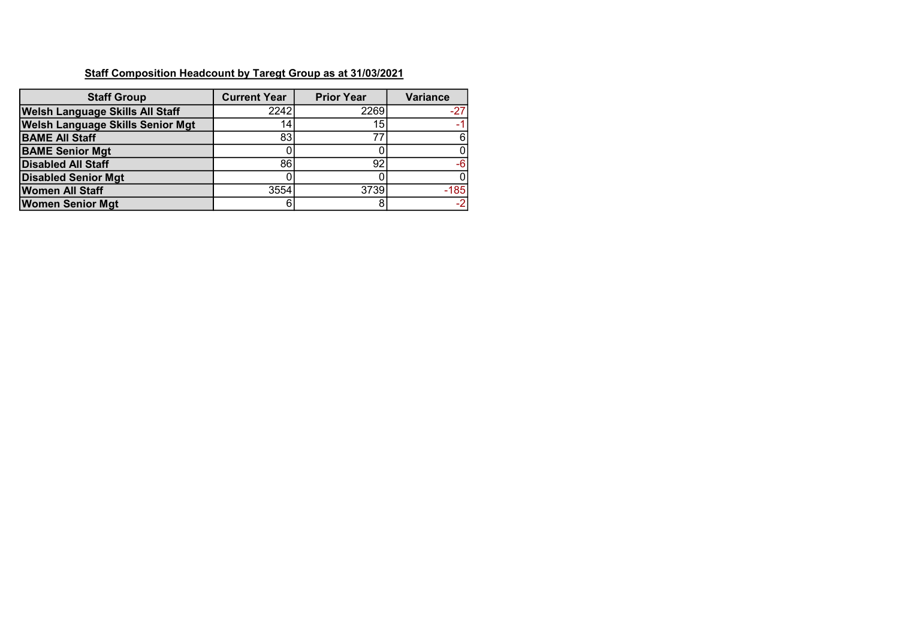**Staff Composition Headcount by Taregt Group as at 31/03/2021**

| Staff Group | Current Year | Prior Year | Variance |
|---|---|---|---|
| Welsh Language Skills All Staff | 2242 | 2269 | -27 |
| Welsh Language Skills Senior Mgt | 14 | 15 | -1 |
| BAME All Staff | 83 | 77 | 6 |
| BAME Senior Mgt | 0 | 0 | 0 |
| Disabled All Staff | 86 | 92 | -6 |
| Disabled Senior Mgt | 0 | 0 | 0 |
| Women All Staff | 3554 | 3739 | -185 |
| Women Senior Mgt | 6 | 8 | -2 |